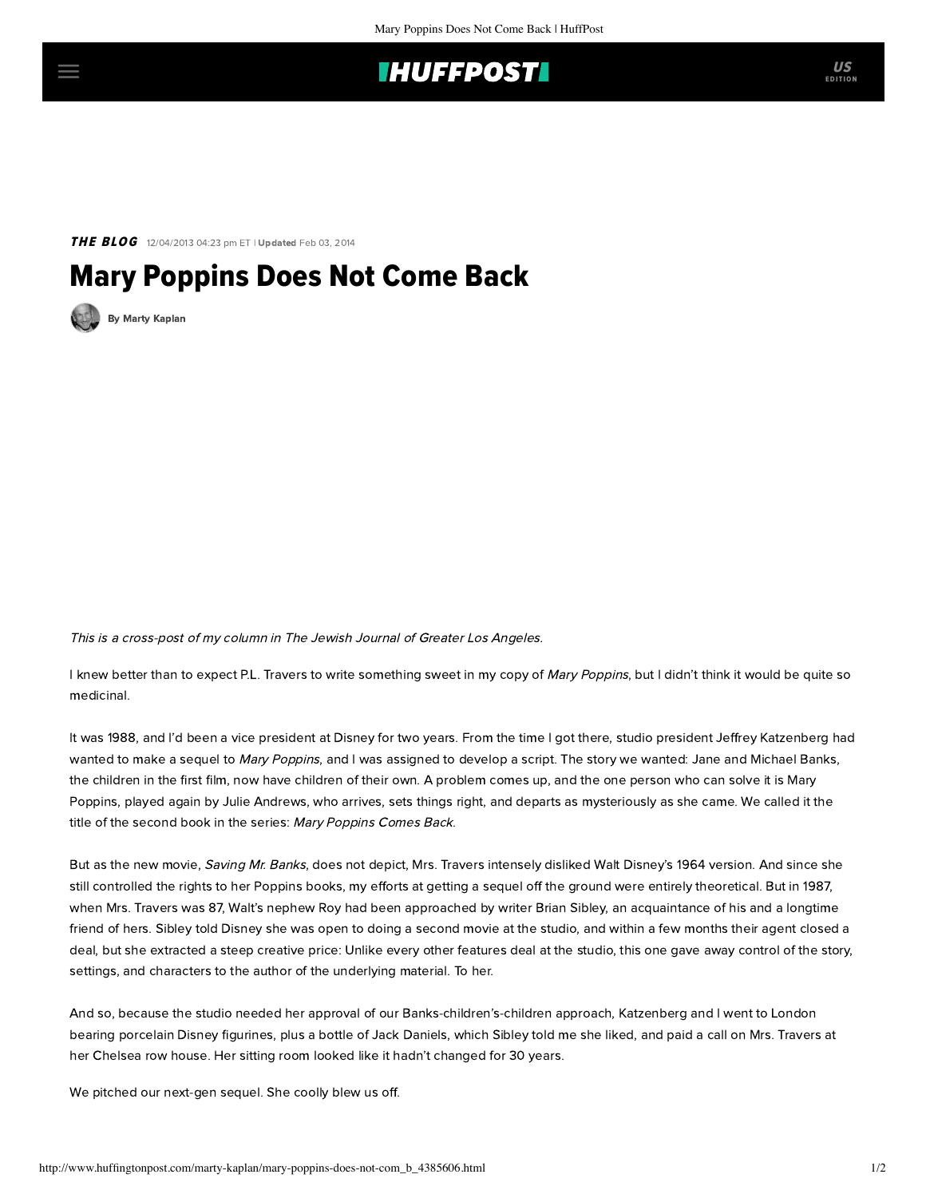THE BLOG 12/04/2013 04:23 pm ET | Updated Feb 03, 2014

# Mary Poppins Does Not Come Back

By Marty Kaplan

*This is a cross-post of my column in The Jewish Journal of Greater Los Angeles.*

I knew better than to expect P.L. Travers to write something sweet in my copy of *Mary Poppins*, but I didn't think it would be quite so medicinal.

It was 1988, and I'd been a vice president at Disney for two years. From the time I got there, studio president Jeffrey Katzenberg had wanted to make a sequel to *Mary Poppins*, and I was assigned to develop a script. The story we wanted: Jane and Michael Banks, the children in the first film, now have children of their own. A problem comes up, and the one person who can solve it is Mary Poppins, played again by Julie Andrews, who arrives, sets things right, and departs as mysteriously as she came. We called it the title of the second book in the series: *Mary Poppins Comes Back*.

But as the new movie, *Saving Mr. Banks*, does not depict, Mrs. Travers intensely disliked Walt Disney's 1964 version. And since she still controlled the rights to her Poppins books, my efforts at getting a sequel off the ground were entirely theoretical. But in 1987, when Mrs. Travers was 87, Walt's nephew Roy had been approached by writer Brian Sibley, an acquaintance of his and a longtime friend of hers. Sibley told Disney she was open to doing a second movie at the studio, and within a few months their agent closed a deal, but she extracted a steep creative price: Unlike every other features deal at the studio, this one gave away control of the story, settings, and characters to the author of the underlying material. To her.

And so, because the studio needed her approval of our Banks-children's-children approach, Katzenberg and I went to London bearing porcelain Disney figurines, plus a bottle of Jack Daniels, which Sibley told me she liked, and paid a call on Mrs. Travers at her Chelsea row house. Her sitting room looked like it hadn't changed for 30 years.

We pitched our next-gen sequel. She coolly blew us off.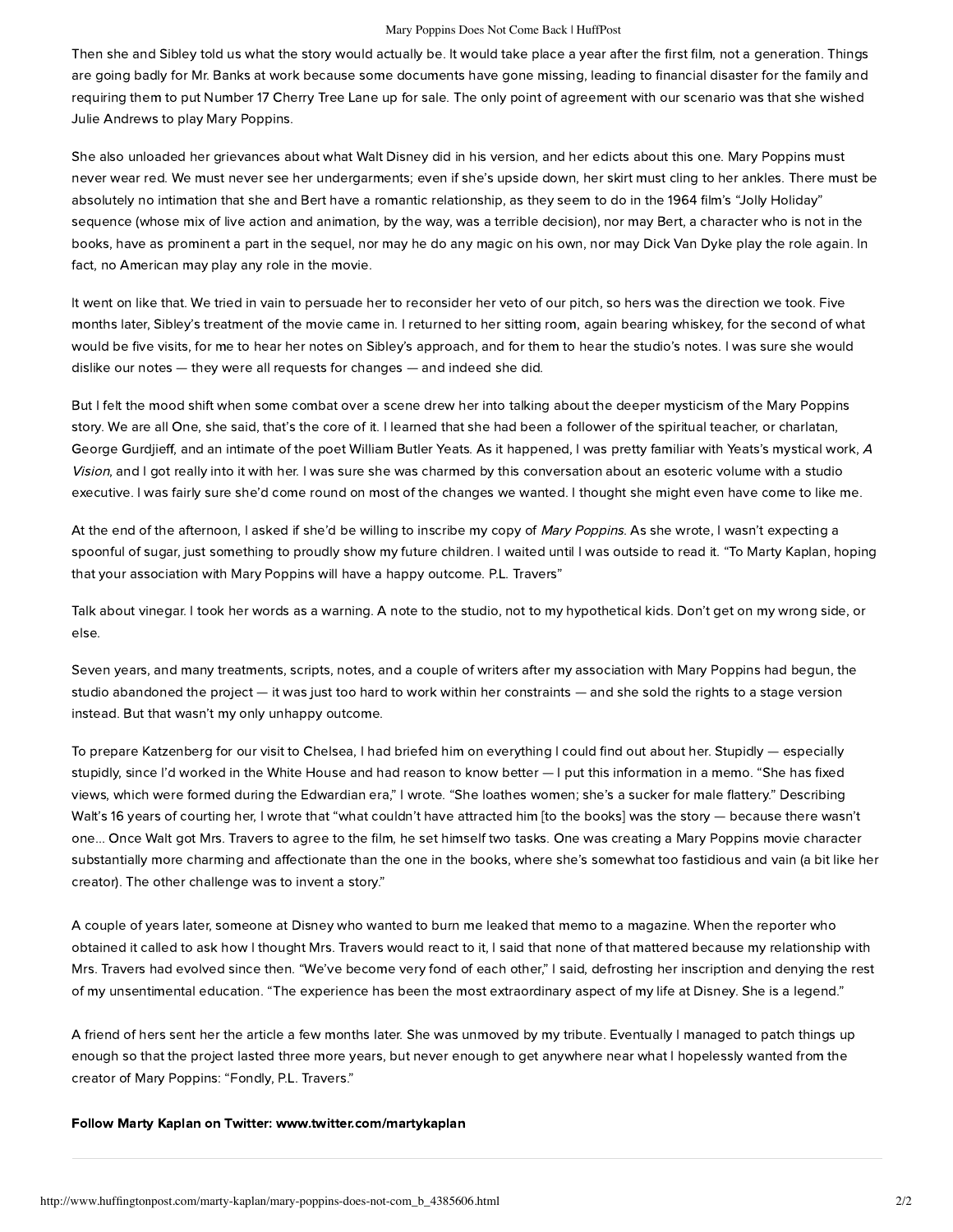Then she and Sibley told us what the story would actually be. It would take place a year after the first film, not a generation. Things are going badly for Mr. Banks at work because some documents have gone missing, leading to financial disaster for the family and requiring them to put Number 17 Cherry Tree Lane up for sale. The only point of agreement with our scenario was that she wished Julie Andrews to play Mary Poppins.

She also unloaded her grievances about what Walt Disney did in his version, and her edicts about this one. Mary Poppins must never wear red. We must never see her undergarments; even if she's upside down, her skirt must cling to her ankles. There must be absolutely no intimation that she and Bert have a romantic relationship, as they seem to do in the 1964 film's "Jolly Holiday" sequence (whose mix of live action and animation, by the way, was a terrible decision), nor may Bert, a character who is not in the books, have as prominent a part in the sequel, nor may he do any magic on his own, nor may Dick Van Dyke play the role again. In fact, no American may play any role in the movie.

It went on like that. We tried in vain to persuade her to reconsider her veto of our pitch, so hers was the direction we took. Five months later, Sibley's treatment of the movie came in. I returned to her sitting room, again bearing whiskey, for the second of what would be five visits, for me to hear her notes on Sibley's approach, and for them to hear the studio's notes. I was sure she would dislike our notes — they were all requests for changes — and indeed she did.

But I felt the mood shift when some combat over a scene drew her into talking about the deeper mysticism of the Mary Poppins story. We are all One, she said, that's the core of it. I learned that she had been a follower of the spiritual teacher, or charlatan, George Gurdjieff, and an intimate of the poet William Butler Yeats. As it happened, I was pretty familiar with Yeats's mystical work, *A Vision*, and I got really into it with her. I was sure she was charmed by this conversation about an esoteric volume with a studio executive. I was fairly sure she'd come round on most of the changes we wanted. I thought she might even have come to like me.

At the end of the afternoon, I asked if she'd be willing to inscribe my copy of *Mary Poppins*. As she wrote, I wasn't expecting a spoonful of sugar, just something to proudly show my future children. I waited until I was outside to read it. "To Marty Kaplan, hoping that your association with Mary Poppins will have a happy outcome. P.L. Travers"

Talk about vinegar. I took her words as a warning. A note to the studio, not to my hypothetical kids. Don't get on my wrong side, or else.

Seven years, and many treatments, scripts, notes, and a couple of writers after my association with Mary Poppins had begun, the studio abandoned the project — it was just too hard to work within her constraints — and she sold the rights to a stage version instead. But that wasn't my only unhappy outcome.

To prepare Katzenberg for our visit to Chelsea, I had briefed him on everything I could find out about her. Stupidly — especially stupidly, since I'd worked in the White House and had reason to know better — I put this information in a memo. "She has fixed views, which were formed during the Edwardian era," I wrote. "She loathes women; she's a sucker for male flattery." Describing Walt's 16 years of courting her, I wrote that "what couldn't have attracted him [to the books] was the story — because there wasn't one... Once Walt got Mrs. Travers to agree to the film, he set himself two tasks. One was creating a Mary Poppins movie character substantially more charming and affectionate than the one in the books, where she's somewhat too fastidious and vain (a bit like her creator). The other challenge was to invent a story."

A couple of years later, someone at Disney who wanted to burn me leaked that memo to a magazine. When the reporter who obtained it called to ask how I thought Mrs. Travers would react to it, I said that none of that mattered because my relationship with Mrs. Travers had evolved since then. "We've become very fond of each other," I said, defrosting her inscription and denying the rest of my unsentimental education. "The experience has been the most extraordinary aspect of my life at Disney. She is a legend."

A friend of hers sent her the article a few months later. She was unmoved by my tribute. Eventually I managed to patch things up enough so that the project lasted three more years, but never enough to get anywhere near what I hopelessly wanted from the creator of Mary Poppins: "Fondly, P.L. Travers."

**Follow Marty Kaplan on Twitter: www.twitter.com/martykaplan**